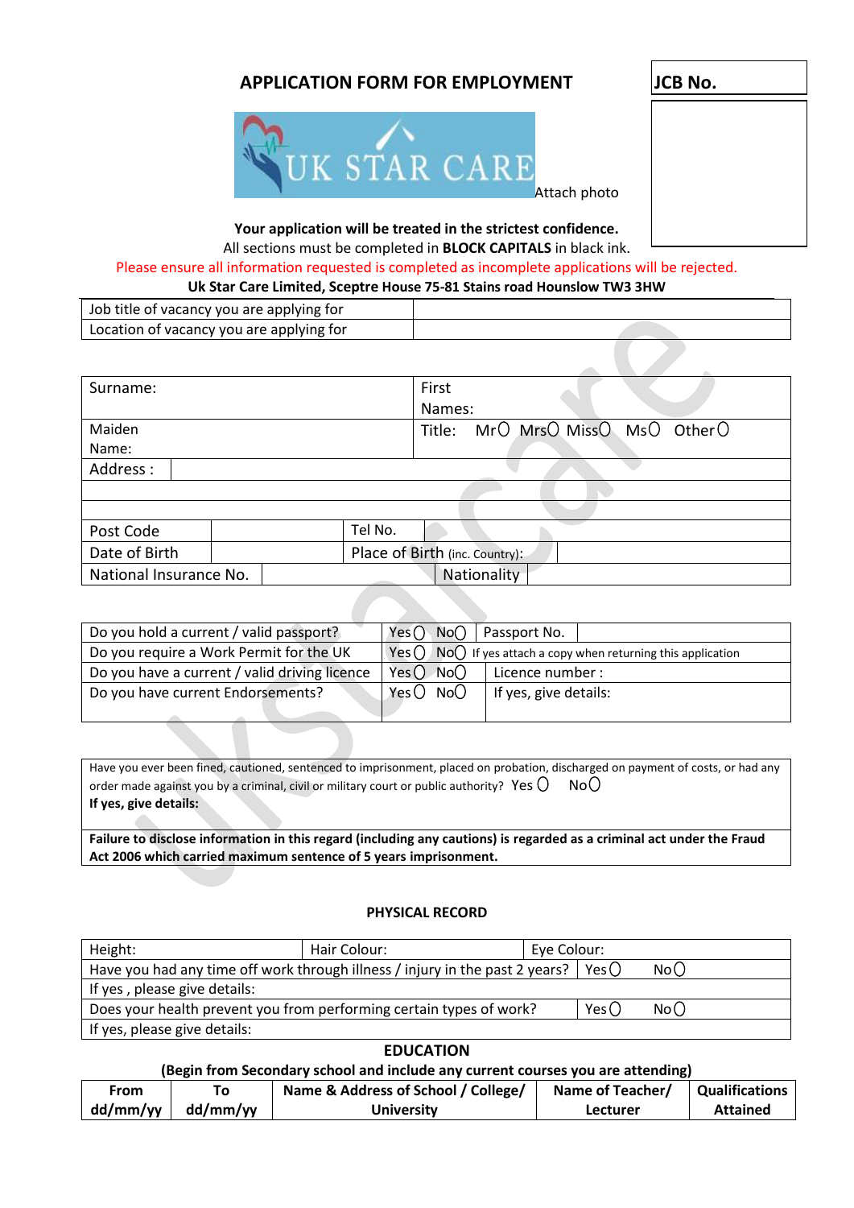# APPLICATION FORM FOR EMPLOYMENT

| JCB No. |
|---|
| |

UK STAR CARE

Attach photo

**Your application will be treated in the strictest confidence.**

All sections must be completed in **BLOCK CAPITALS** in black ink.

Please ensure all information requested is completed as incomplete applications will be rejected.

**Uk Star Care Limited, Sceptre House 75-81 Stains road Hounslow TW3 3HW**

| | |
|---|---|
| Job title of vacancy you are applying for | |
| Location of vacancy you are applying for | |

| | | | |
|---|---|---|---|
| Surname: | | First Names: | |
| Maiden Name: | | Title: Mr◯ Mrs◯ Miss◯ Ms◯ Other◯ | |
| Address : | | | |
| | | | |
| | | | |
| Post Code | | Tel No. | |
| Date of Birth | | Place of Birth (inc. Country): | |
| National Insurance No. | | Nationality | |

| | | |
|---|---|---|
| Do you hold a current / valid passport? | Yes◯ No◯ | Passport No. |
| Do you require a Work Permit for the UK | Yes◯ No◯ | If yes attach a copy when returning this application |
| Do you have a current / valid driving licence | Yes◯ No◯ | Licence number : |
| Do you have current Endorsements? | Yes◯ No◯ | If yes, give details: |

| |
|---|
| Have you ever been fined, cautioned, sentenced to imprisonment, placed on probation, discharged on payment of costs, or had any order made against you by a criminal, civil or military court or public authority? Yes ◯ No◯ <br> **If yes, give details:** |
| **Failure to disclose information in this regard (including any cautions) is regarded as a criminal act under the Fraud Act 2006 which carried maximum sentence of 5 years imprisonment.** |

## PHYSICAL RECORD

| | | |
|---|---|---|
| Height: | Hair Colour: | Eye Colour: |
| Have you had any time off work through illness / injury in the past 2 years? | Yes◯ | No◯ |
| If yes , please give details: | | |
| Does your health prevent you from performing certain types of work? | Yes◯ | No◯ |
| If yes, please give details: | | |

## EDUCATION

**(Begin from Secondary school and include any current courses you are attending)**

| From dd/mm/yy | To dd/mm/yy | Name & Address of School / College/ University | Name of Teacher/ Lecturer | Qualifications Attained |
|---|---|---|---|---|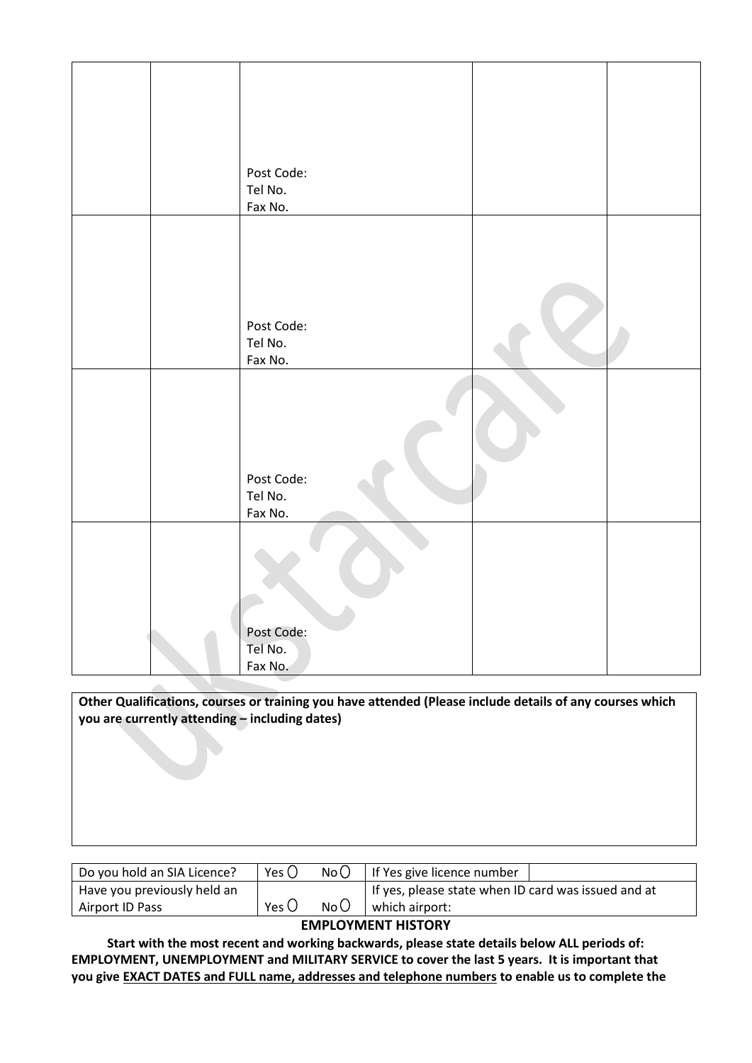| | | | | |
|---|---|---|---|---|
| | | Post Code:<br>Tel No.<br>Fax No. | | |
| | | Post Code:<br>Tel No.<br>Fax No. | | |
| | | Post Code:<br>Tel No.<br>Fax No. | | |
| | | Post Code:<br>Tel No.<br>Fax No. | | |

| **Other Qualifications, courses or training you have attended (Please include details of any courses which you are currently attending – including dates)** |
|---|
| |

| | | | | |
|---|---|---|---|---|
| Do you hold an SIA Licence? | Yes ○ | No ○ | If Yes give licence number | |
| Have you previously held an Airport ID Pass | Yes ○ | No ○ | If yes, please state when ID card was issued and at which airport: | |

## EMPLOYMENT HISTORY

**Start with the most recent and working backwards, please state details below ALL periods of: EMPLOYMENT, UNEMPLOYMENT and MILITARY SERVICE to cover the last 5 years. It is important that you give EXACT DATES and FULL name, addresses and telephone numbers to enable us to complete the**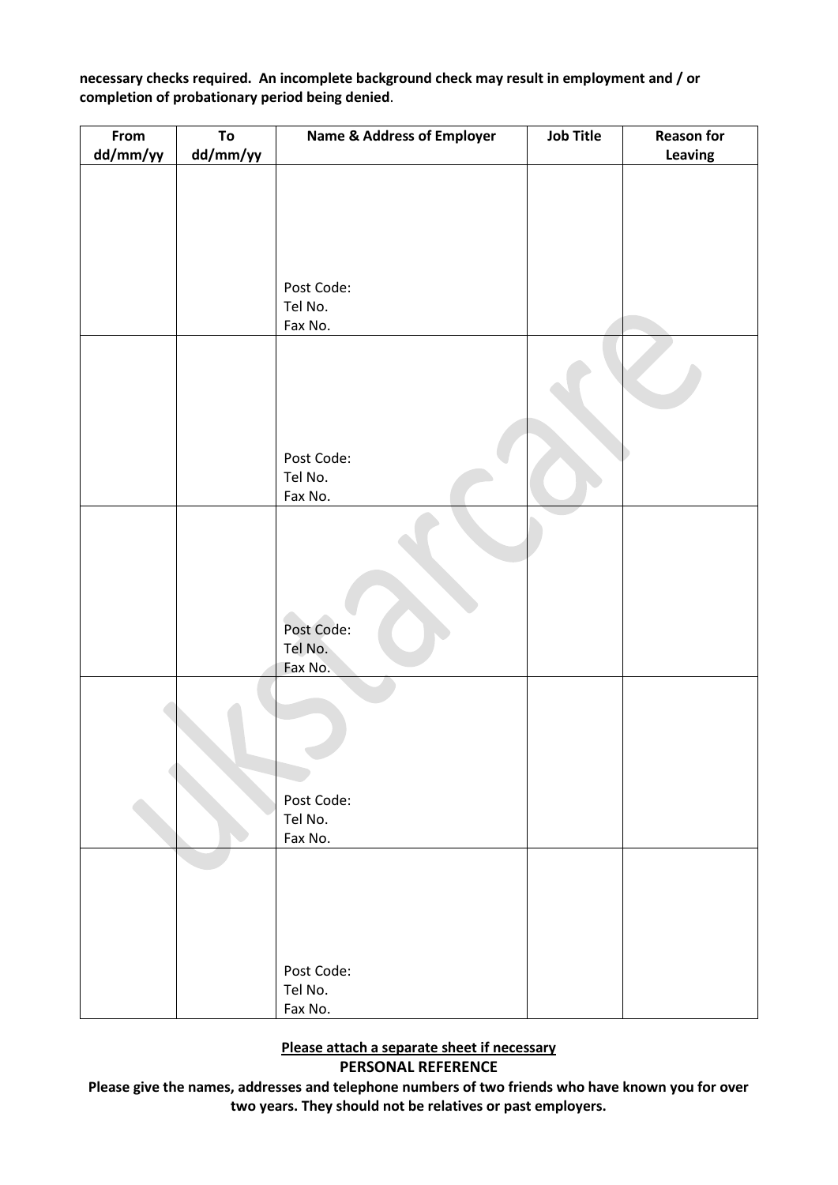**necessary checks required. An incomplete background check may result in employment and / or completion of probationary period being denied**.

| From dd/mm/yy | To dd/mm/yy | Name & Address of Employer | Job Title | Reason for Leaving |
|---|---|---|---|---|
| | | Post Code:<br>Tel No.<br>Fax No. | | |
| | | Post Code:<br>Tel No.<br>Fax No. | | |
| | | Post Code:<br>Tel No.<br>Fax No. | | |
| | | Post Code:<br>Tel No.<br>Fax No. | | |
| | | Post Code:<br>Tel No.<br>Fax No. | | |

**Please attach a separate sheet if necessary**

**PERSONAL REFERENCE**

**Please give the names, addresses and telephone numbers of two friends who have known you for over two years. They should not be relatives or past employers.**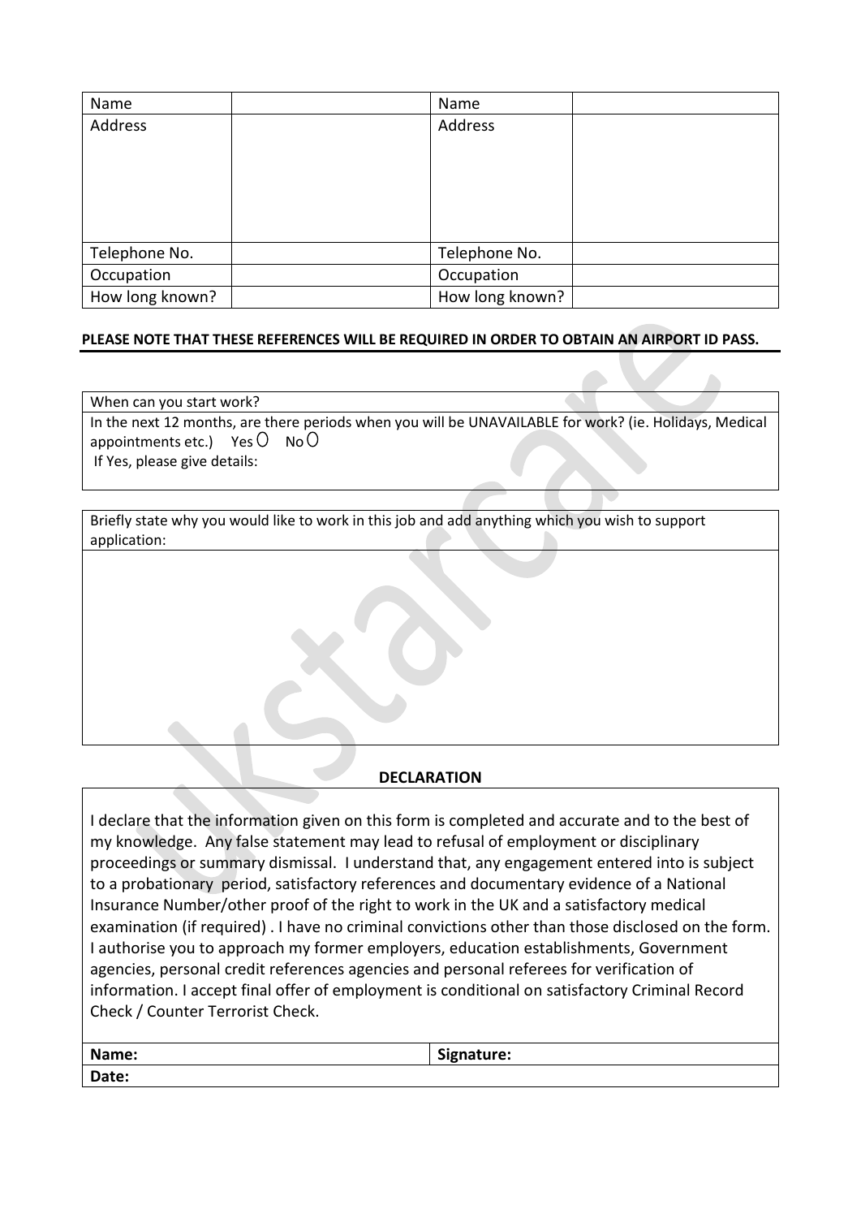| | | | |
|---|---|---|---|
| Name | | Name | |
| Address | | Address | |
| Telephone No. | | Telephone No. | |
| Occupation | | Occupation | |
| How long known? | | How long known? | |

**PLEASE NOTE THAT THESE REFERENCES WILL BE REQUIRED IN ORDER TO OBTAIN AN AIRPORT ID PASS.**

When can you start work?

In the next 12 months, are there periods when you will be UNAVAILABLE for work? (ie. Holidays, Medical appointments etc.) Yes ○ No ○

If Yes, please give details:

Briefly state why you would like to work in this job and add anything which you wish to support application:

## DECLARATION

I declare that the information given on this form is completed and accurate and to the best of my knowledge. Any false statement may lead to refusal of employment or disciplinary proceedings or summary dismissal. I understand that, any engagement entered into is subject to a probationary period, satisfactory references and documentary evidence of a National Insurance Number/other proof of the right to work in the UK and a satisfactory medical examination (if required) . I have no criminal convictions other than those disclosed on the form. I authorise you to approach my former employers, education establishments, Government agencies, personal credit references agencies and personal referees for verification of information. I accept final offer of employment is conditional on satisfactory Criminal Record Check / Counter Terrorist Check.

| | |
|---|---|
| **Name:** | **Signature:** |
| **Date:** | |